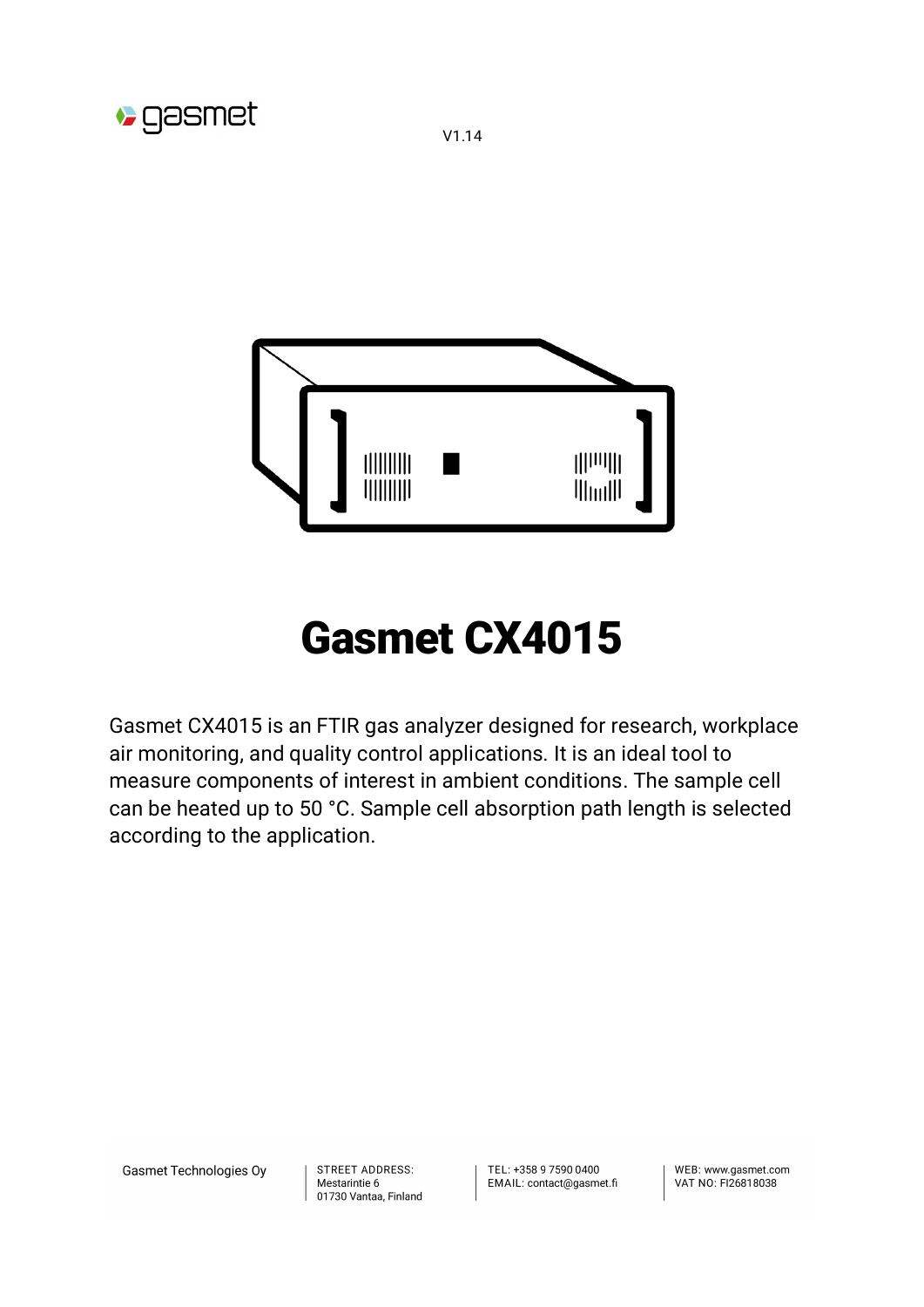V1.14

# Gasmet CX4015

Gasmet CX4015 is an FTIR gas analyzer designed for research, workplace air monitoring, and quality control applications. It is an ideal tool to measure components of interest in ambient conditions. The sample cell can be heated up to 50 °C. Sample cell absorption path length is selected according to the application.

Gasmet Technologies Oy

STREET ADDRESS:
Mestarintie 6
01730 Vantaa, Finland

TEL: +358 9 7590 0400
EMAIL: contact@gasmet.fi

WEB: www.gasmet.com
VAT NO: FI26818038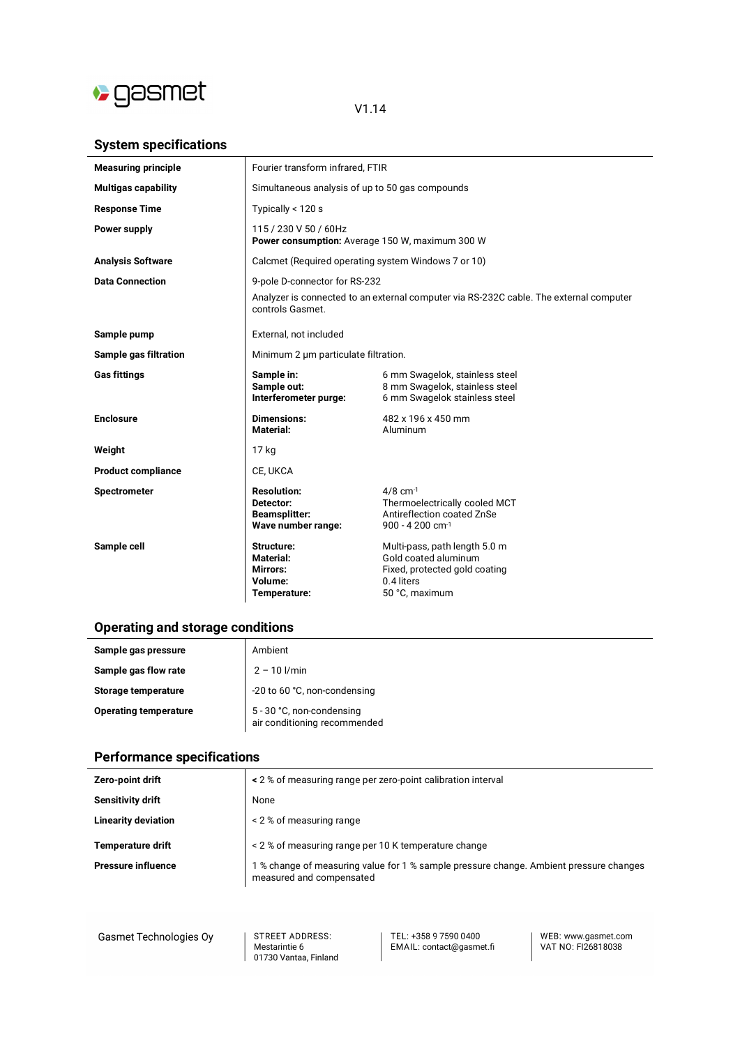V1.14

## System specifications

| | | |
|---|---|---|
| **Measuring principle** | Fourier transform infrared, FTIR | |
| **Multigas capability** | Simultaneous analysis of up to 50 gas compounds | |
| **Response Time** | Typically < 120 s | |
| **Power supply** | 115 / 230 V 50 / 60Hz<br>**Power consumption:** Average 150 W, maximum 300 W | |
| **Analysis Software** | Calcmet (Required operating system Windows 7 or 10) | |
| **Data Connection** | 9-pole D-connector for RS-232<br>Analyzer is connected to an external computer via RS-232C cable. The external computer controls Gasmet. | |
| **Sample pump** | External, not included | |
| **Sample gas filtration** | Minimum 2 µm particulate filtration. | |
| **Gas fittings** | **Sample in:**<br>**Sample out:**<br>**Interferometer purge:** | 6 mm Swagelok, stainless steel<br>8 mm Swagelok, stainless steel<br>6 mm Swagelok stainless steel |
| **Enclosure** | **Dimensions:**<br>**Material:** | 482 x 196 x 450 mm<br>Aluminum |
| **Weight** | 17 kg | |
| **Product compliance** | CE, UKCA | |
| **Spectrometer** | **Resolution:**<br>**Detector:**<br>**Beamsplitter:**<br>**Wave number range:** | 4/8 $cm^{-1}$<br>Thermoelectrically cooled MCT<br>Antireflection coated ZnSe<br>900 - 4 200 $cm^{-1}$ |
| **Sample cell** | **Structure:**<br>**Material:**<br>**Mirrors:**<br>**Volume:**<br>**Temperature:** | Multi-pass, path length 5.0 m<br>Gold coated aluminum<br>Fixed, protected gold coating<br>0.4 liters<br>50 °C, maximum |

## Operating and storage conditions

| | |
|---|---|
| **Sample gas pressure** | Ambient |
| **Sample gas flow rate** | 2 – 10 l/min |
| **Storage temperature** | -20 to 60 °C, non-condensing |
| **Operating temperature** | 5 - 30 °C, non-condensing<br>air conditioning recommended |

## Performance specifications

| | |
|---|---|
| **Zero-point drift** | < 2 % of measuring range per zero-point calibration interval |
| **Sensitivity drift** | None |
| **Linearity deviation** | < 2 % of measuring range |
| **Temperature drift** | < 2 % of measuring range per 10 K temperature change |
| **Pressure influence** | 1 % change of measuring value for 1 % sample pressure change. Ambient pressure changes measured and compensated |

Gasmet Technologies Oy | STREET ADDRESS: Mestarintie 6, 01730 Vantaa, Finland | TEL: +358 9 7590 0400 | EMAIL: contact@gasmet.fi | WEB: www.gasmet.com | VAT NO: FI26818038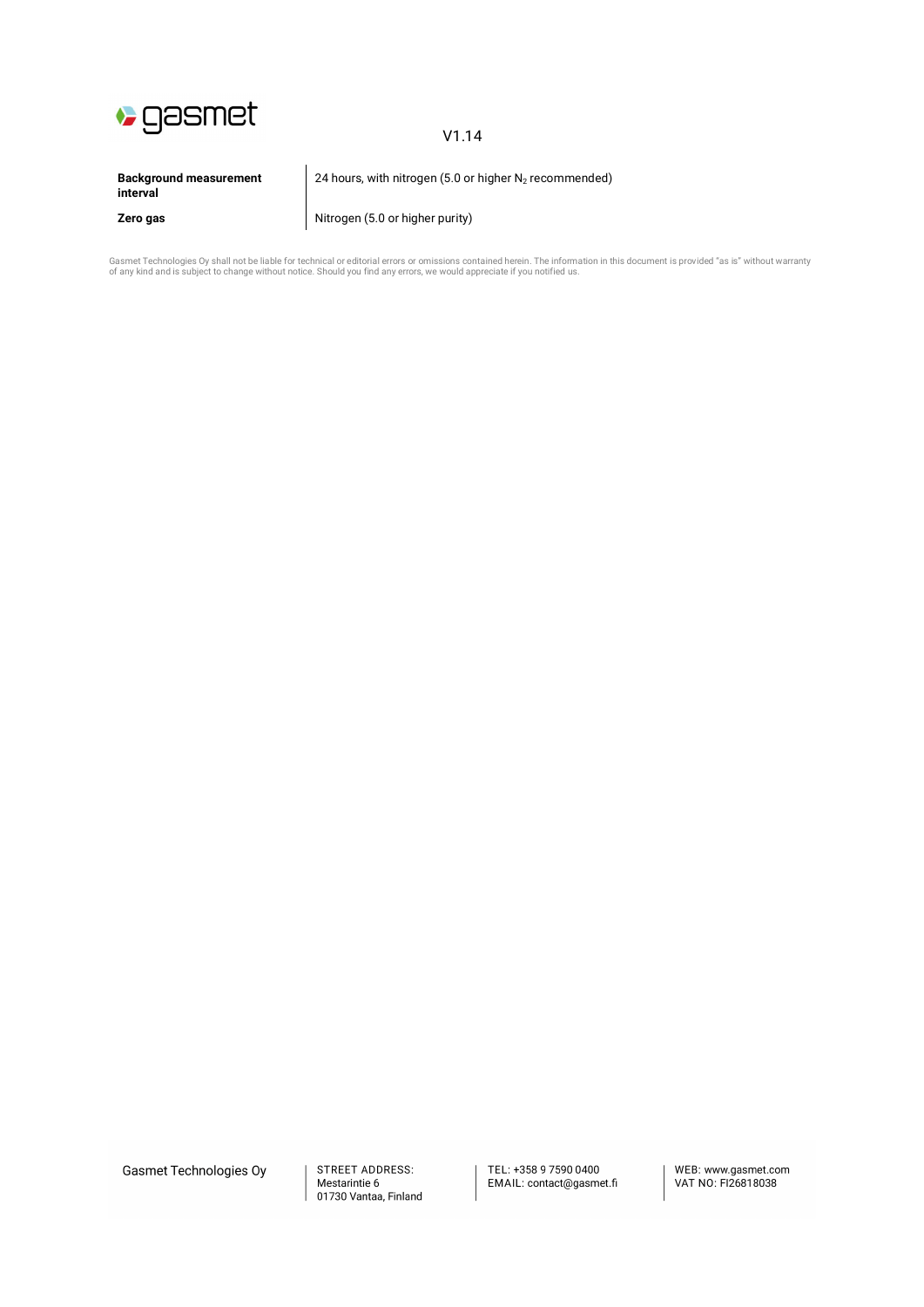| | |
|---|---|
| **Background measurement interval** | 24 hours, with nitrogen (5.0 or higher $N_2$ recommended) |
| **Zero gas** | Nitrogen (5.0 or higher purity) |

Gasmet Technologies Oy shall not be liable for technical or editorial errors or omissions contained herein. The information in this document is provided "as is" without warranty of any kind and is subject to change without notice. Should you find any errors, we would appreciate if you notified us.